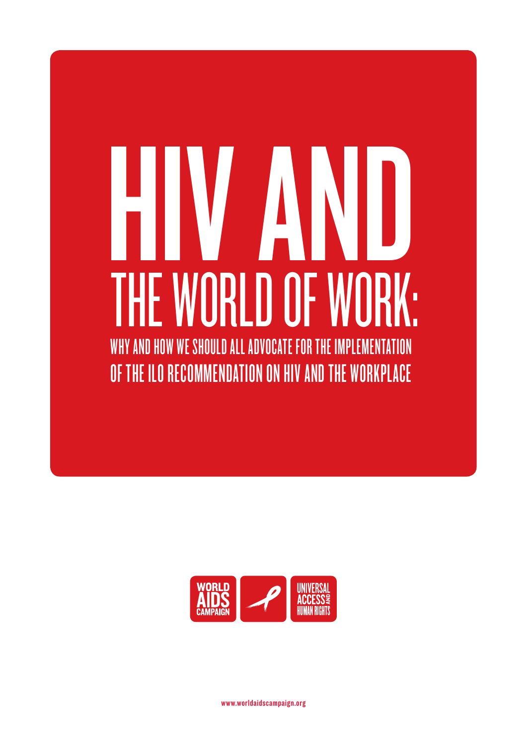# HIV AND THE WORLD OF WORK:

## WHY AND HOW WE SHOULD ALL ADVOCATE FOR THE IMPLEMENTATION OF THE ILO RECOMMENDATION ON HIV AND THE WORKPLACE

WORLD AIDS CAMPAIGN

UNIVERSAL ACCESS AND HUMAN RIGHTS

www.worldaidscampaign.org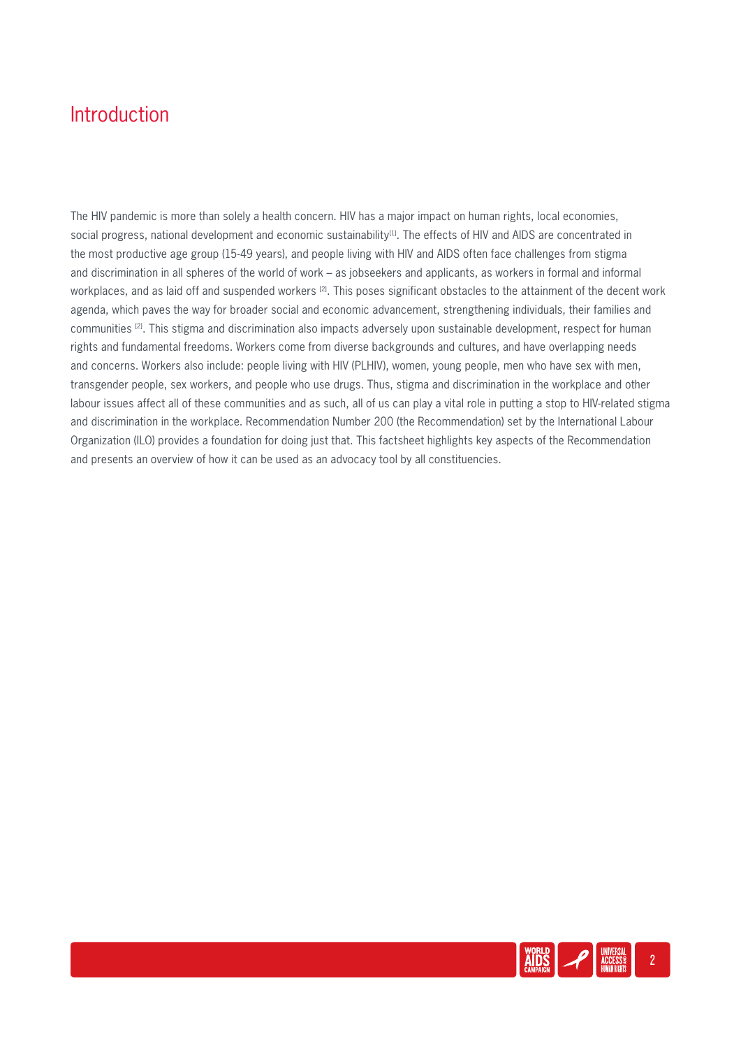# Introduction

The HIV pandemic is more than solely a health concern. HIV has a major impact on human rights, local economies, social progress, national development and economic sustainability[1]. The effects of HIV and AIDS are concentrated in the most productive age group (15-49 years), and people living with HIV and AIDS often face challenges from stigma and discrimination in all spheres of the world of work – as jobseekers and applicants, as workers in formal and informal workplaces, and as laid off and suspended workers [2]. This poses significant obstacles to the attainment of the decent work agenda, which paves the way for broader social and economic advancement, strengthening individuals, their families and communities [2]. This stigma and discrimination also impacts adversely upon sustainable development, respect for human rights and fundamental freedoms. Workers come from diverse backgrounds and cultures, and have overlapping needs and concerns. Workers also include: people living with HIV (PLHIV), women, young people, men who have sex with men, transgender people, sex workers, and people who use drugs. Thus, stigma and discrimination in the workplace and other labour issues affect all of these communities and as such, all of us can play a vital role in putting a stop to HIV-related stigma and discrimination in the workplace. Recommendation Number 200 (the Recommendation) set by the International Labour Organization (ILO) provides a foundation for doing just that. This factsheet highlights key aspects of the Recommendation and presents an overview of how it can be used as an advocacy tool by all constituencies.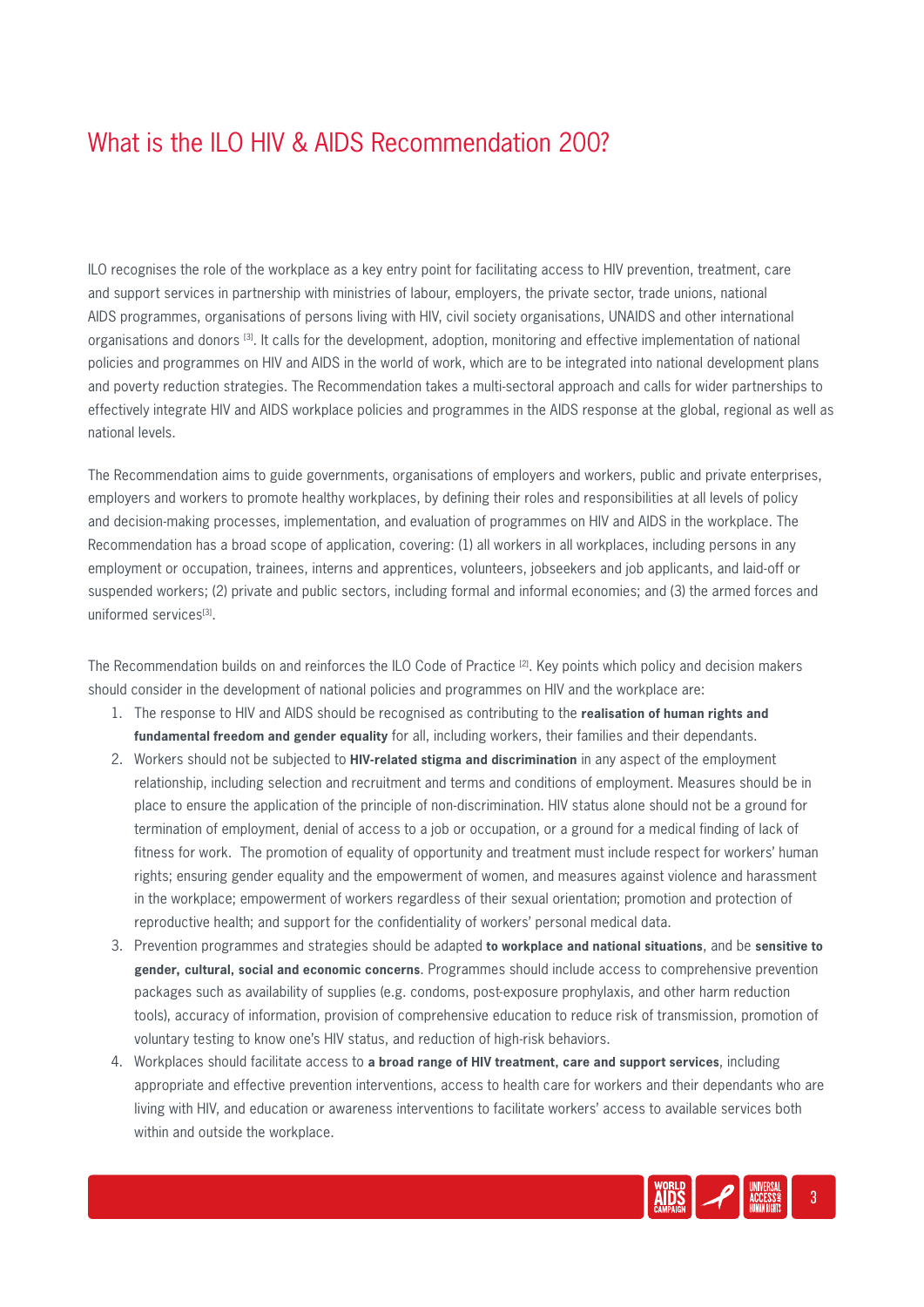# What is the ILO HIV & AIDS Recommendation 200?

ILO recognises the role of the workplace as a key entry point for facilitating access to HIV prevention, treatment, care and support services in partnership with ministries of labour, employers, the private sector, trade unions, national AIDS programmes, organisations of persons living with HIV, civil society organisations, UNAIDS and other international organisations and donors [3]. It calls for the development, adoption, monitoring and effective implementation of national policies and programmes on HIV and AIDS in the world of work, which are to be integrated into national development plans and poverty reduction strategies. The Recommendation takes a multi-sectoral approach and calls for wider partnerships to effectively integrate HIV and AIDS workplace policies and programmes in the AIDS response at the global, regional as well as national levels.

The Recommendation aims to guide governments, organisations of employers and workers, public and private enterprises, employers and workers to promote healthy workplaces, by defining their roles and responsibilities at all levels of policy and decision-making processes, implementation, and evaluation of programmes on HIV and AIDS in the workplace. The Recommendation has a broad scope of application, covering: (1) all workers in all workplaces, including persons in any employment or occupation, trainees, interns and apprentices, volunteers, jobseekers and job applicants, and laid-off or suspended workers; (2) private and public sectors, including formal and informal economies; and (3) the armed forces and uniformed services[3].

The Recommendation builds on and reinforces the ILO Code of Practice [2]. Key points which policy and decision makers should consider in the development of national policies and programmes on HIV and the workplace are:

1. The response to HIV and AIDS should be recognised as contributing to the **realisation of human rights and fundamental freedom and gender equality** for all, including workers, their families and their dependants.
2. Workers should not be subjected to **HIV-related stigma and discrimination** in any aspect of the employment relationship, including selection and recruitment and terms and conditions of employment. Measures should be in place to ensure the application of the principle of non-discrimination. HIV status alone should not be a ground for termination of employment, denial of access to a job or occupation, or a ground for a medical finding of lack of fitness for work. The promotion of equality of opportunity and treatment must include respect for workers' human rights; ensuring gender equality and the empowerment of women, and measures against violence and harassment in the workplace; empowerment of workers regardless of their sexual orientation; promotion and protection of reproductive health; and support for the confidentiality of workers' personal medical data.
3. Prevention programmes and strategies should be adapted **to workplace and national situations**, and be **sensitive to gender, cultural, social and economic concerns**. Programmes should include access to comprehensive prevention packages such as availability of supplies (e.g. condoms, post-exposure prophylaxis, and other harm reduction tools), accuracy of information, provision of comprehensive education to reduce risk of transmission, promotion of voluntary testing to know one's HIV status, and reduction of high-risk behaviors.
4. Workplaces should facilitate access to **a broad range of HIV treatment, care and support services**, including appropriate and effective prevention interventions, access to health care for workers and their dependants who are living with HIV, and education or awareness interventions to facilitate workers' access to available services both within and outside the workplace.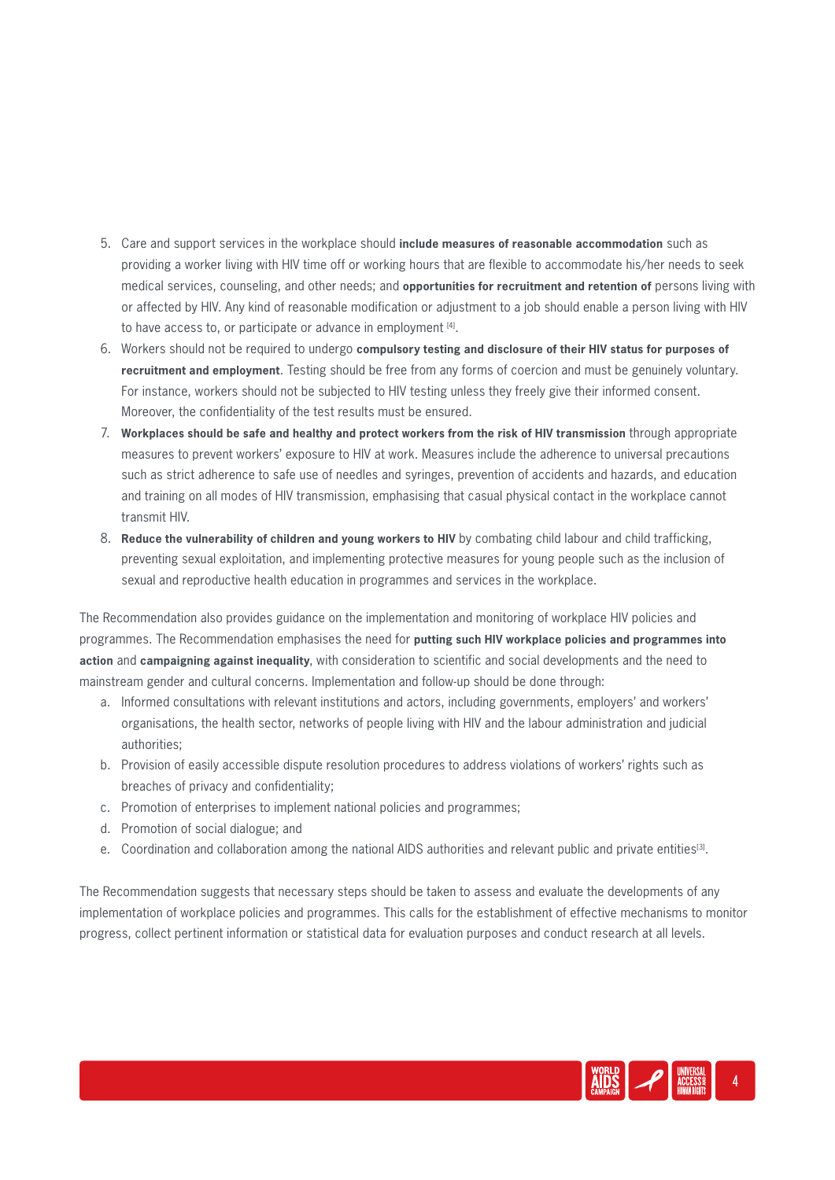5. Care and support services in the workplace should **include measures of reasonable accommodation** such as providing a worker living with HIV time off or working hours that are flexible to accommodate his/her needs to seek medical services, counseling, and other needs; and **opportunities for recruitment and retention of** persons living with or affected by HIV. Any kind of reasonable modification or adjustment to a job should enable a person living with HIV to have access to, or participate or advance in employment [4].
6. Workers should not be required to undergo **compulsory testing and disclosure of their HIV status for purposes of recruitment and employment**. Testing should be free from any forms of coercion and must be genuinely voluntary. For instance, workers should not be subjected to HIV testing unless they freely give their informed consent. Moreover, the confidentiality of the test results must be ensured.
7. **Workplaces should be safe and healthy and protect workers from the risk of HIV transmission** through appropriate measures to prevent workers' exposure to HIV at work. Measures include the adherence to universal precautions such as strict adherence to safe use of needles and syringes, prevention of accidents and hazards, and education and training on all modes of HIV transmission, emphasising that casual physical contact in the workplace cannot transmit HIV.
8. **Reduce the vulnerability of children and young workers to HIV** by combating child labour and child trafficking, preventing sexual exploitation, and implementing protective measures for young people such as the inclusion of sexual and reproductive health education in programmes and services in the workplace.

The Recommendation also provides guidance on the implementation and monitoring of workplace HIV policies and programmes. The Recommendation emphasises the need for **putting such HIV workplace policies and programmes into action** and **campaigning against inequality**, with consideration to scientific and social developments and the need to mainstream gender and cultural concerns. Implementation and follow-up should be done through:

a. Informed consultations with relevant institutions and actors, including governments, employers' and workers' organisations, the health sector, networks of people living with HIV and the labour administration and judicial authorities;
b. Provision of easily accessible dispute resolution procedures to address violations of workers' rights such as breaches of privacy and confidentiality;
c. Promotion of enterprises to implement national policies and programmes;
d. Promotion of social dialogue; and
e. Coordination and collaboration among the national AIDS authorities and relevant public and private entities[3].

The Recommendation suggests that necessary steps should be taken to assess and evaluate the developments of any implementation of workplace policies and programmes. This calls for the establishment of effective mechanisms to monitor progress, collect pertinent information or statistical data for evaluation purposes and conduct research at all levels.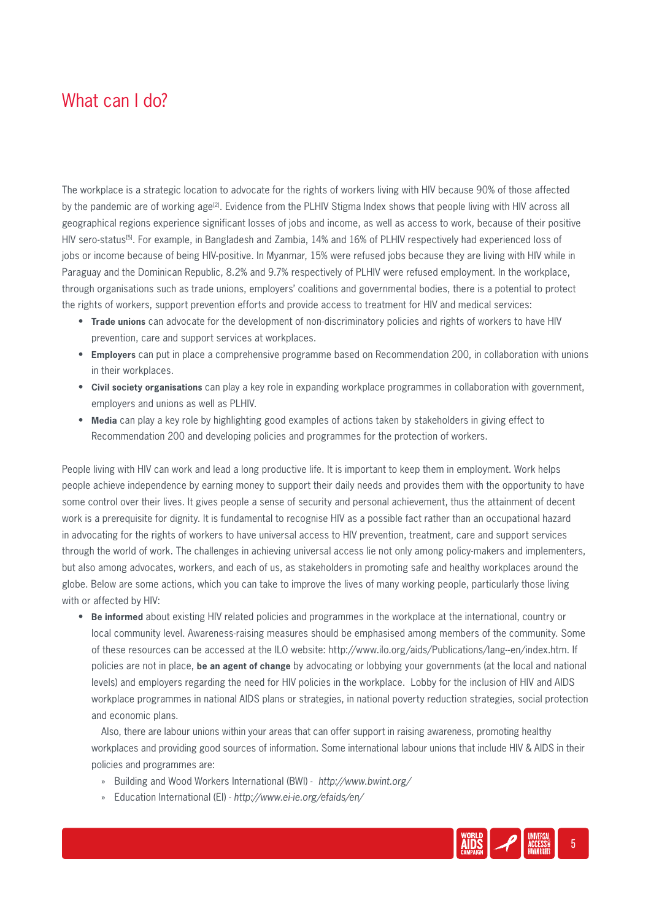# What can I do?

The workplace is a strategic location to advocate for the rights of workers living with HIV because 90% of those affected by the pandemic are of working age[2]. Evidence from the PLHIV Stigma Index shows that people living with HIV across all geographical regions experience significant losses of jobs and income, as well as access to work, because of their positive HIV sero-status[5]. For example, in Bangladesh and Zambia, 14% and 16% of PLHIV respectively had experienced loss of jobs or income because of being HIV-positive. In Myanmar, 15% were refused jobs because they are living with HIV while in Paraguay and the Dominican Republic, 8.2% and 9.7% respectively of PLHIV were refused employment. In the workplace, through organisations such as trade unions, employers' coalitions and governmental bodies, there is a potential to protect the rights of workers, support prevention efforts and provide access to treatment for HIV and medical services:

- **Trade unions** can advocate for the development of non-discriminatory policies and rights of workers to have HIV prevention, care and support services at workplaces.
- **Employers** can put in place a comprehensive programme based on Recommendation 200, in collaboration with unions in their workplaces.
- **Civil society organisations** can play a key role in expanding workplace programmes in collaboration with government, employers and unions as well as PLHIV.
- **Media** can play a key role by highlighting good examples of actions taken by stakeholders in giving effect to Recommendation 200 and developing policies and programmes for the protection of workers.

People living with HIV can work and lead a long productive life. It is important to keep them in employment. Work helps people achieve independence by earning money to support their daily needs and provides them with the opportunity to have some control over their lives. It gives people a sense of security and personal achievement, thus the attainment of decent work is a prerequisite for dignity. It is fundamental to recognise HIV as a possible fact rather than an occupational hazard in advocating for the rights of workers to have universal access to HIV prevention, treatment, care and support services through the world of work. The challenges in achieving universal access lie not only among policy-makers and implementers, but also among advocates, workers, and each of us, as stakeholders in promoting safe and healthy workplaces around the globe. Below are some actions, which you can take to improve the lives of many working people, particularly those living with or affected by HIV:

- **Be informed** about existing HIV related policies and programmes in the workplace at the international, country or local community level. Awareness-raising measures should be emphasised among members of the community. Some of these resources can be accessed at the ILO website: http://www.ilo.org/aids/Publications/lang--en/index.htm. If policies are not in place, **be an agent of change** by advocating or lobbying your governments (at the local and national levels) and employers regarding the need for HIV policies in the workplace. Lobby for the inclusion of HIV and AIDS workplace programmes in national AIDS plans or strategies, in national poverty reduction strategies, social protection and economic plans.

  Also, there are labour unions within your areas that can offer support in raising awareness, promoting healthy workplaces and providing good sources of information. Some international labour unions that include HIV & AIDS in their policies and programmes are:

  - Building and Wood Workers International (BWI) - *http://www.bwint.org/*
  - Education International (EI) - *http://www.ei-ie.org/efaids/en/*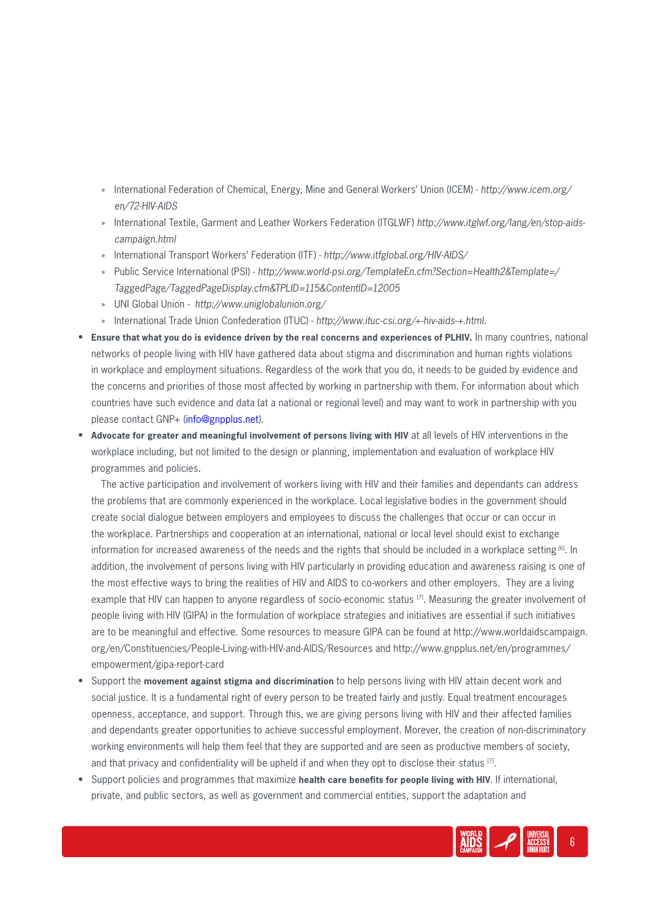- International Federation of Chemical, Energy, Mine and General Workers' Union (ICEM) - *http://www.icem.org/en/72-HIV-AIDS*
   - International Textile, Garment and Leather Workers Federation (ITGLWF) *http://www.itglwf.org/lang/en/stop-aids-campaign.html*
   - International Transport Workers' Federation (ITF) - *http://www.itfglobal.org/HIV-AIDS/*
   - Public Service International (PSI) - *http://www.world-psi.org/TemplateEn.cfm?Section=Health2&Template=/TaggedPage/TaggedPageDisplay.cfm&TPLID=115&ContentID=12005*
   - UNI Global Union - *http://www.uniglobalunion.org/*
   - International Trade Union Confederation (ITUC) - *http://www.ituc-csi.org/+-hiv-aids-+.html.*

- **Ensure that what you do is evidence driven by the real concerns and experiences of PLHIV.** In many countries, national networks of people living with HIV have gathered data about stigma and discrimination and human rights violations in workplace and employment situations. Regardless of the work that you do, it needs to be guided by evidence and the concerns and priorities of those most affected by working in partnership with them. For information about which countries have such evidence and data (at a national or regional level) and may want to work in partnership with you please contact GNP+ (info@gnpplus.net).
- **Advocate for greater and meaningful involvement of persons living with HIV** at all levels of HIV interventions in the workplace including, but not limited to the design or planning, implementation and evaluation of workplace HIV programmes and policies.

  The active participation and involvement of workers living with HIV and their families and dependants can address the problems that are commonly experienced in the workplace. Local legislative bodies in the government should create social dialogue between employers and employees to discuss the challenges that occur or can occur in the workplace. Partnerships and cooperation at an international, national or local level should exist to exchange information for increased awareness of the needs and the rights that should be included in a workplace setting [6]. In addition, the involvement of persons living with HIV particularly in providing education and awareness raising is one of the most effective ways to bring the realities of HIV and AIDS to co-workers and other employers. They are a living example that HIV can happen to anyone regardless of socio-economic status [7]. Measuring the greater involvement of people living with HIV (GIPA) in the formulation of workplace strategies and initiatives are essential if such initiatives are to be meaningful and effective. Some resources to measure GIPA can be found at http://www.worldaidscampaign.org/en/Constituencies/People-Living-with-HIV-and-AIDS/Resources and http://www.gnpplus.net/en/programmes/empowerment/gipa-report-card
- Support the **movement against stigma and discrimination** to help persons living with HIV attain decent work and social justice. It is a fundamental right of every person to be treated fairly and justly. Equal treatment encourages openness, acceptance, and support. Through this, we are giving persons living with HIV and their affected families and dependants greater opportunities to achieve successful employment. Morever, the creation of non-discriminatory working environments will help them feel that they are supported and are seen as productive members of society, and that privacy and confidentiality will be upheld if and when they opt to disclose their status [7].
- Support policies and programmes that maximize **health care benefits for people living with HIV**. If international, private, and public sectors, as well as government and commercial entities, support the adaptation and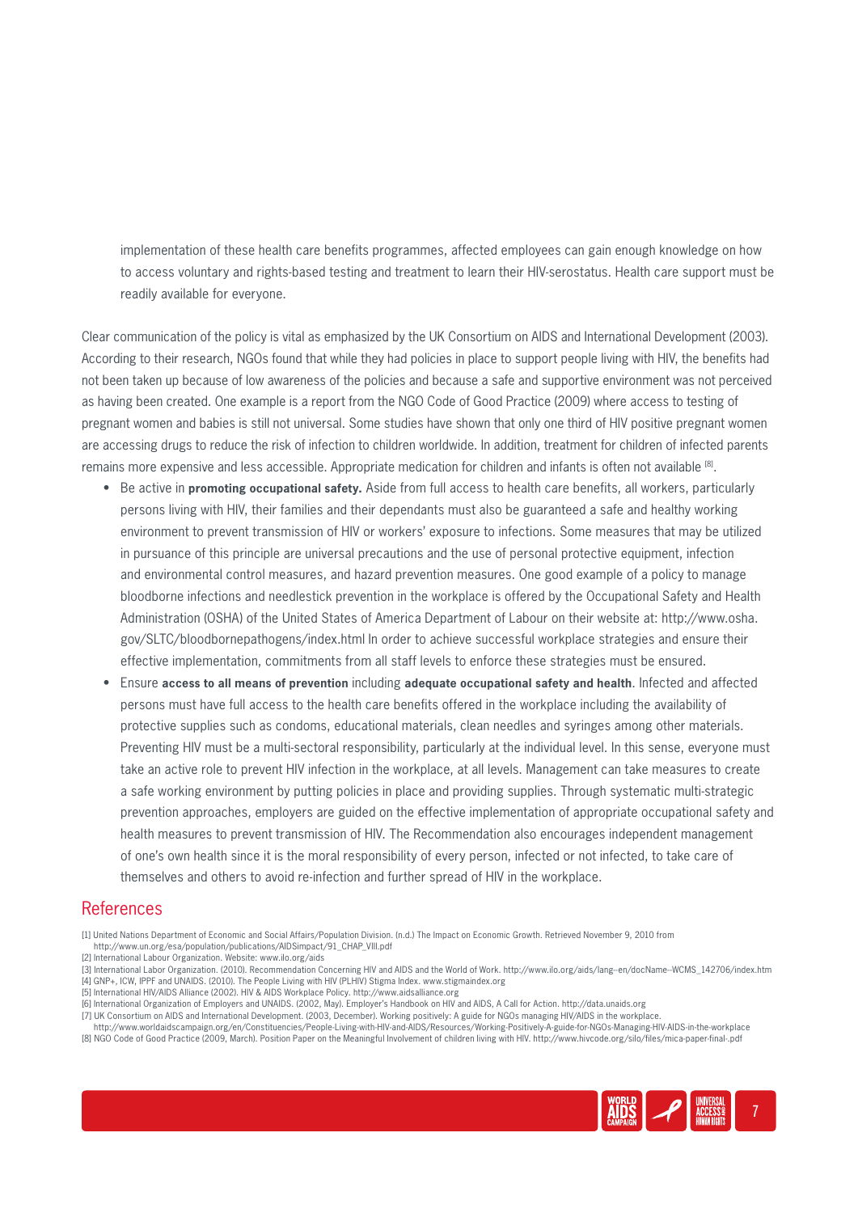implementation of these health care benefits programmes, affected employees can gain enough knowledge on how to access voluntary and rights-based testing and treatment to learn their HIV-serostatus. Health care support must be readily available for everyone.

Clear communication of the policy is vital as emphasized by the UK Consortium on AIDS and International Development (2003). According to their research, NGOs found that while they had policies in place to support people living with HIV, the benefits had not been taken up because of low awareness of the policies and because a safe and supportive environment was not perceived as having been created. One example is a report from the NGO Code of Good Practice (2009) where access to testing of pregnant women and babies is still not universal. Some studies have shown that only one third of HIV positive pregnant women are accessing drugs to reduce the risk of infection to children worldwide. In addition, treatment for children of infected parents remains more expensive and less accessible. Appropriate medication for children and infants is often not available [8].

- Be active in **promoting occupational safety.** Aside from full access to health care benefits, all workers, particularly persons living with HIV, their families and their dependants must also be guaranteed a safe and healthy working environment to prevent transmission of HIV or workers' exposure to infections. Some measures that may be utilized in pursuance of this principle are universal precautions and the use of personal protective equipment, infection and environmental control measures, and hazard prevention measures. One good example of a policy to manage bloodborne infections and needlestick prevention in the workplace is offered by the Occupational Safety and Health Administration (OSHA) of the United States of America Department of Labour on their website at: http://www.osha.gov/SLTC/bloodbornepathogens/index.html In order to achieve successful workplace strategies and ensure their effective implementation, commitments from all staff levels to enforce these strategies must be ensured.
- Ensure **access to all means of prevention** including **adequate occupational safety and health**. Infected and affected persons must have full access to the health care benefits offered in the workplace including the availability of protective supplies such as condoms, educational materials, clean needles and syringes among other materials. Preventing HIV must be a multi-sectoral responsibility, particularly at the individual level. In this sense, everyone must take an active role to prevent HIV infection in the workplace, at all levels. Management can take measures to create a safe working environment by putting policies in place and providing supplies. Through systematic multi-strategic prevention approaches, employers are guided on the effective implementation of appropriate occupational safety and health measures to prevent transmission of HIV. The Recommendation also encourages independent management of one's own health since it is the moral responsibility of every person, infected or not infected, to take care of themselves and others to avoid re-infection and further spread of HIV in the workplace.

## References

[1] United Nations Department of Economic and Social Affairs/Population Division. (n.d.) The Impact on Economic Growth. Retrieved November 9, 2010 from http://www.un.org/esa/population/publications/AIDSimpact/91_CHAP_VIII.pdf
[2] International Labour Organization. Website: www.ilo.org/aids
[3] International Labor Organization. (2010). Recommendation Concerning HIV and AIDS and the World of Work. http://www.ilo.org/aids/lang--en/docName--WCMS_142706/index.htm
[4] GNP+, ICW, IPPF and UNAIDS. (2010). The People Living with HIV (PLHIV) Stigma Index. www.stigmaindex.org
[5] International HIV/AIDS Alliance (2002). HIV & AIDS Workplace Policy. http://www.aidsalliance.org
[6] International Organization of Employers and UNAIDS. (2002, May). Employer's Handbook on HIV and AIDS, A Call for Action. http://data.unaids.org
[7] UK Consortium on AIDS and International Development. (2003, December). Working positively: A guide for NGOs managing HIV/AIDS in the workplace. http://www.worldaidscampaign.org/en/Constituencies/People-Living-with-HIV-and-AIDS/Resources/Working-Positively-A-guide-for-NGOs-Managing-HIV-AIDS-in-the-workplace
[8] NGO Code of Good Practice (2009, March). Position Paper on the Meaningful Involvement of children living with HIV. http://www.hivcode.org/silo/files/mica-paper-final-.pdf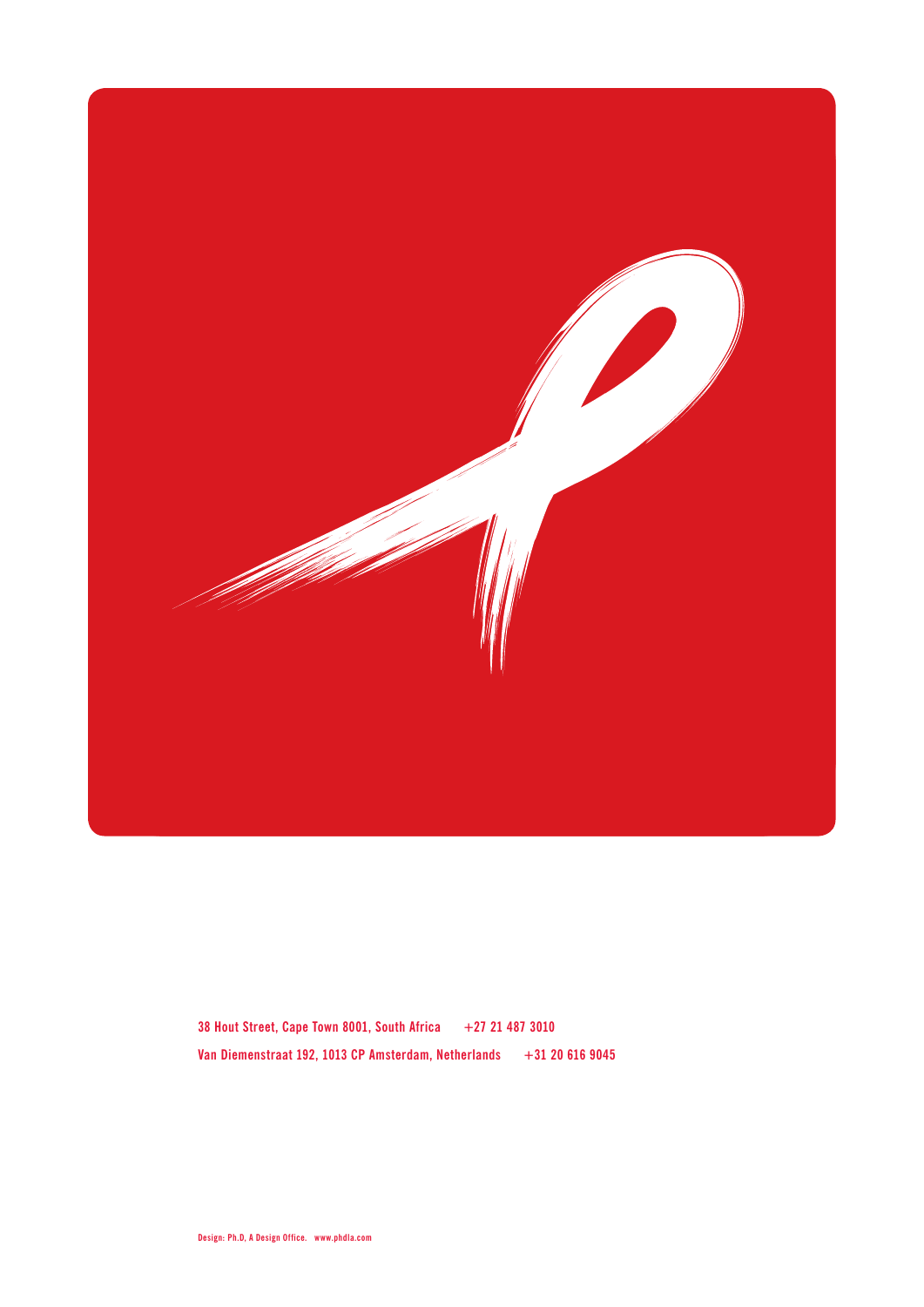38 Hout Street, Cape Town 8001, South Africa +27 21 487 3010

Van Diemenstraat 192, 1013 CP Amsterdam, Netherlands +31 20 616 9045

Design: Ph.D, A Design Office. www.phdla.com